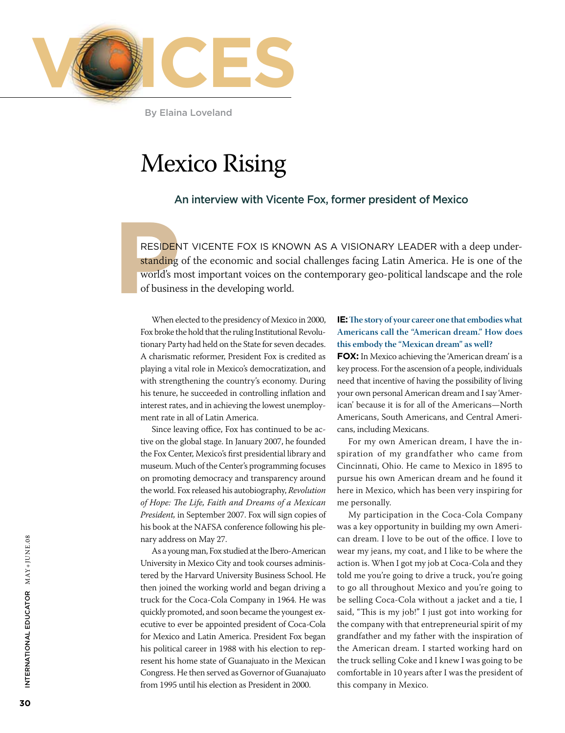# VOICES

By Elaina Loveland

# Mexico Rising

### An interview with Vicente Fox, former president of Mexico

PRESIDENT VICENTE FOX IS KNOWN AS A VISIONARY LEADER with a deep understanding of the economic and social challenges facing Latin America. He is one of the world's most important voices on the contemporary geo-political landscape and the role of business in the developing world.

When elected to the presidency of Mexico in 2000, Fox broke the hold that the ruling Institutional Revolutionary Party had held on the State for seven decades. A charismatic reformer, President Fox is credited as playing a vital role in Mexico's democratization, and with strengthening the country's economy. During his tenure, he succeeded in controlling inflation and interest rates, and in achieving the lowest unemployment rate in all of Latin America.

Since leaving office, Fox has continued to be active on the global stage. In January 2007, he founded the Fox Center, Mexico's first presidential library and museum. Much of the Center's programming focuses on promoting democracy and transparency around the world. Fox released his autobiography, *Revolution of Hope: The Life, Faith and Dreams of a Mexican President,* in September 2007. Fox will sign copies of his book at the NAFSA conference following his plenary address on May 27.

As a young man, Fox studied at the Ibero-American University in Mexico City and took courses administered by the Harvard University Business School. He then joined the working world and began driving a truck for the Coca-Cola Company in 1964. He was quickly promoted, and soon became the youngest executive to ever be appointed president of Coca-Cola for Mexico and Latin America. President Fox began his political career in 1988 with his election to represent his home state of Guanajuato in the Mexican Congress. He then served as Governor of Guanajuato from 1995 until his election as President in 2000.

**IE: The story of your career one that embodies what Americans call the "American dream." How does this embody the "Mexican dream" as well?**

**FOX:** In Mexico achieving the 'American dream' is a key process. For the ascension of a people, individuals need that incentive of having the possibility of living your own personal American dream and I say 'American' because it is for all of the Americans—North Americans, South Americans, and Central Americans, including Mexicans.

For my own American dream, I have the inspiration of my grandfather who came from Cincinnati, Ohio. He came to Mexico in 1895 to pursue his own American dream and he found it here in Mexico, which has been very inspiring for me personally.

My participation in the Coca-Cola Company was a key opportunity in building my own American dream. I love to be out of the office. I love to wear my jeans, my coat, and I like to be where the action is. When I got my job at Coca-Cola and they told me you're going to drive a truck, you're going to go all throughout Mexico and you're going to be selling Coca-Cola without a jacket and a tie, I said, "This is my job!" I just got into working for the company with that entrepreneurial spirit of my grandfather and my father with the inspiration of the American dream. I started working hard on the truck selling Coke and I knew I was going to be comfortable in 10 years after I was the president of this company in Mexico.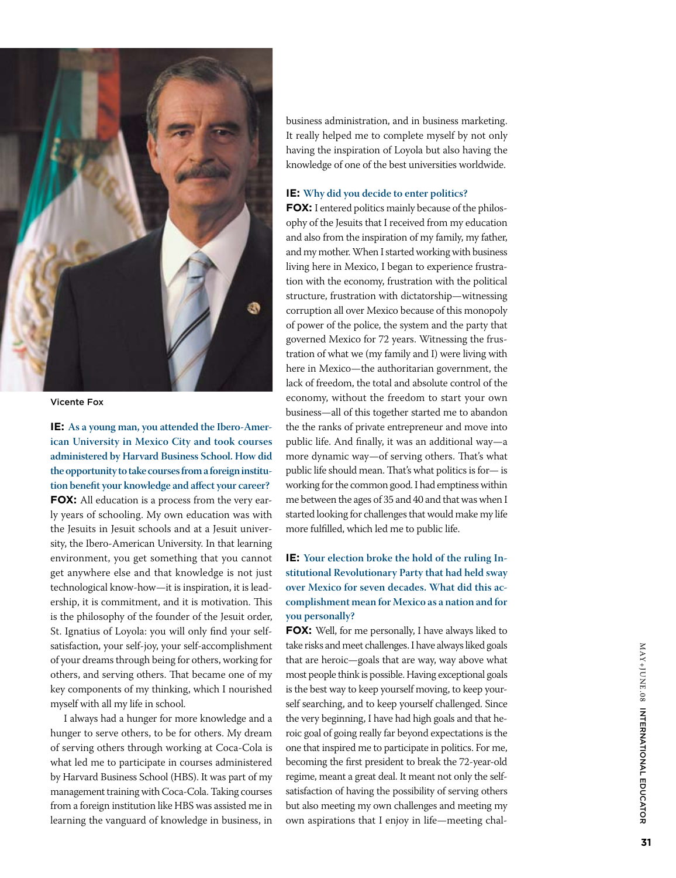Vicente Fox

**IE: As a young man, you attended the Ibero-American University in Mexico City and took courses administered by Harvard Business School. How did the opportunity to take courses from a foreign institution benefit your knowledge and affect your career?**

**FOX:** All education is a process from the very early years of schooling. My own education was with the Jesuits in Jesuit schools and at a Jesuit university, the Ibero-American University. In that learning environment, you get something that you cannot get anywhere else and that knowledge is not just technological know-how—it is inspiration, it is leadership, it is commitment, and it is motivation. This is the philosophy of the founder of the Jesuit order, St. Ignatius of Loyola: you will only find your self-satisfaction, your self-joy, your self-accomplishment of your dreams through being for others, working for others, and serving others. That became one of my key components of my thinking, which I nourished myself with all my life in school.

I always had a hunger for more knowledge and a hunger to serve others, to be for others. My dream of serving others through working at Coca-Cola is what led me to participate in courses administered by Harvard Business School (HBS). It was part of my management training with Coca-Cola. Taking courses from a foreign institution like HBS was assisted me in learning the vanguard of knowledge in business, in business administration, and in business marketing. It really helped me to complete myself by not only having the inspiration of Loyola but also having the knowledge of one of the best universities worldwide.

**IE: Why did you decide to enter politics?**

**FOX:** I entered politics mainly because of the philosophy of the Jesuits that I received from my education and also from the inspiration of my family, my father, and my mother. When I started working with business living here in Mexico, I began to experience frustration with the economy, frustration with the political structure, frustration with dictatorship—witnessing corruption all over Mexico because of this monopoly of power of the police, the system and the party that governed Mexico for 72 years. Witnessing the frustration of what we (my family and I) were living with here in Mexico—the authoritarian government, the lack of freedom, the total and absolute control of the economy, without the freedom to start your own business—all of this together started me to abandon the the ranks of private entrepreneur and move into public life. And finally, it was an additional way—a more dynamic way—of serving others. That's what public life should mean. That's what politics is for— is working for the common good. I had emptiness within me between the ages of 35 and 40 and that was when I started looking for challenges that would make my life more fulfilled, which led me to public life.

**IE: Your election broke the hold of the ruling Institutional Revolutionary Party that had held sway over Mexico for seven decades. What did this accomplishment mean for Mexico as a nation and for you personally?**

**FOX:** Well, for me personally, I have always liked to take risks and meet challenges. I have always liked goals that are heroic—goals that are way, way above what most people think is possible. Having exceptional goals is the best way to keep yourself moving, to keep yourself searching, and to keep yourself challenged. Since the very beginning, I have had high goals and that heroic goal of going really far beyond expectations is the one that inspired me to participate in politics. For me, becoming the first president to break the 72-year-old regime, meant a great deal. It meant not only the self-satisfaction of having the possibility of serving others but also meeting my own challenges and meeting my own aspirations that I enjoy in life—meeting chal-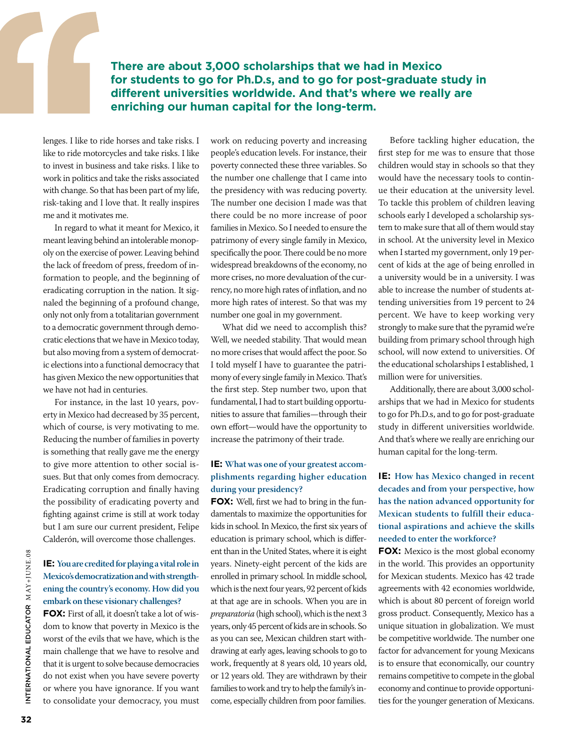> **There are about 3,000 scholarships that we had in Mexico for students to go for Ph.D.s, and to go for post-graduate study in different universities worldwide. And that's where we really are enriching our human capital for the long-term.**

lenges. I like to ride horses and take risks. I like to ride motorcycles and take risks. I like to invest in business and take risks. I like to work in politics and take the risks associated with change. So that has been part of my life, risk-taking and I love that. It really inspires me and it motivates me.

In regard to what it meant for Mexico, it meant leaving behind an intolerable monopoly on the exercise of power. Leaving behind the lack of freedom of press, freedom of information to people, and the beginning of eradicating corruption in the nation. It signaled the beginning of a profound change, only not only from a totalitarian government to a democratic government through democratic elections that we have in Mexico today, but also moving from a system of democratic elections into a functional democracy that has given Mexico the new opportunities that we have not had in centuries.

For instance, in the last 10 years, poverty in Mexico had decreased by 35 percent, which of course, is very motivating to me. Reducing the number of families in poverty is something that really gave me the energy to give more attention to other social issues. But that only comes from democracy. Eradicating corruption and finally having the possibility of eradicating poverty and fighting against crime is still at work today but I am sure our current president, Felipe Calderón, will overcome those challenges.

**IE: You are credited for playing a vital role in Mexico's democratization and with strengthening the country's economy. How did you embark on these visionary challenges?**

**FOX:** First of all, it doesn't take a lot of wisdom to know that poverty in Mexico is the worst of the evils that we have, which is the main challenge that we have to resolve and that it is urgent to solve because democracies do not exist when you have severe poverty or where you have ignorance. If you want to consolidate your democracy, you must work on reducing poverty and increasing people's education levels. For instance, their poverty connected these three variables. So the number one challenge that I came into the presidency with was reducing poverty. The number one decision I made was that there could be no more increase of poor families in Mexico. So I needed to ensure the patrimony of every single family in Mexico, specifically the poor. There could be no more widespread breakdowns of the economy, no more crises, no more devaluation of the currency, no more high rates of inflation, and no more high rates of interest. So that was my number one goal in my government.

What did we need to accomplish this? Well, we needed stability. That would mean no more crises that would affect the poor. So I told myself I have to guarantee the patrimony of every single family in Mexico. That's the first step. Step number two, upon that fundamental, I had to start building opportunities to assure that families—through their own effort—would have the opportunity to increase the patrimony of their trade.

**IE: What was one of your greatest accomplishments regarding higher education during your presidency?**

**FOX:** Well, first we had to bring in the fundamentals to maximize the opportunities for kids in school. In Mexico, the first six years of education is primary school, which is different than in the United States, where it is eight years. Ninety-eight percent of the kids are enrolled in primary school. In middle school, which is the next four years, 92 percent of kids at that age are in schools. When you are in *preparatoria* (high school), which is the next 3 years, only 45 percent of kids are in schools. So as you can see, Mexican children start withdrawing at early ages, leaving schools to go to work, frequently at 8 years old, 10 years old, or 12 years old. They are withdrawn by their families to work and try to help the family's income, especially children from poor families.

Before tackling higher education, the first step for me was to ensure that those children would stay in schools so that they would have the necessary tools to continue their education at the university level. To tackle this problem of children leaving schools early I developed a scholarship system to make sure that all of them would stay in school. At the university level in Mexico when I started my government, only 19 percent of kids at the age of being enrolled in a university would be in a university. I was able to increase the number of students attending universities from 19 percent to 24 percent. We have to keep working very strongly to make sure that the pyramid we're building from primary school through high school, will now extend to universities. Of the educational scholarships I established, 1 million were for universities.

Additionally, there are about 3,000 scholarships that we had in Mexico for students to go for Ph.D.s, and to go for post-graduate study in different universities worldwide. And that's where we really are enriching our human capital for the long-term.

**IE: How has Mexico changed in recent decades and from your perspective, how has the nation advanced opportunity for Mexican students to fulfill their educational aspirations and achieve the skills needed to enter the workforce?**

**FOX:** Mexico is the most global economy in the world. This provides an opportunity for Mexican students. Mexico has 42 trade agreements with 42 economies worldwide, which is about 80 percent of foreign world gross product. Consequently, Mexico has a unique situation in globalization. We must be competitive worldwide. The number one factor for advancement for young Mexicans is to ensure that economically, our country remains competitive to compete in the global economy and continue to provide opportunities for the younger generation of Mexicans.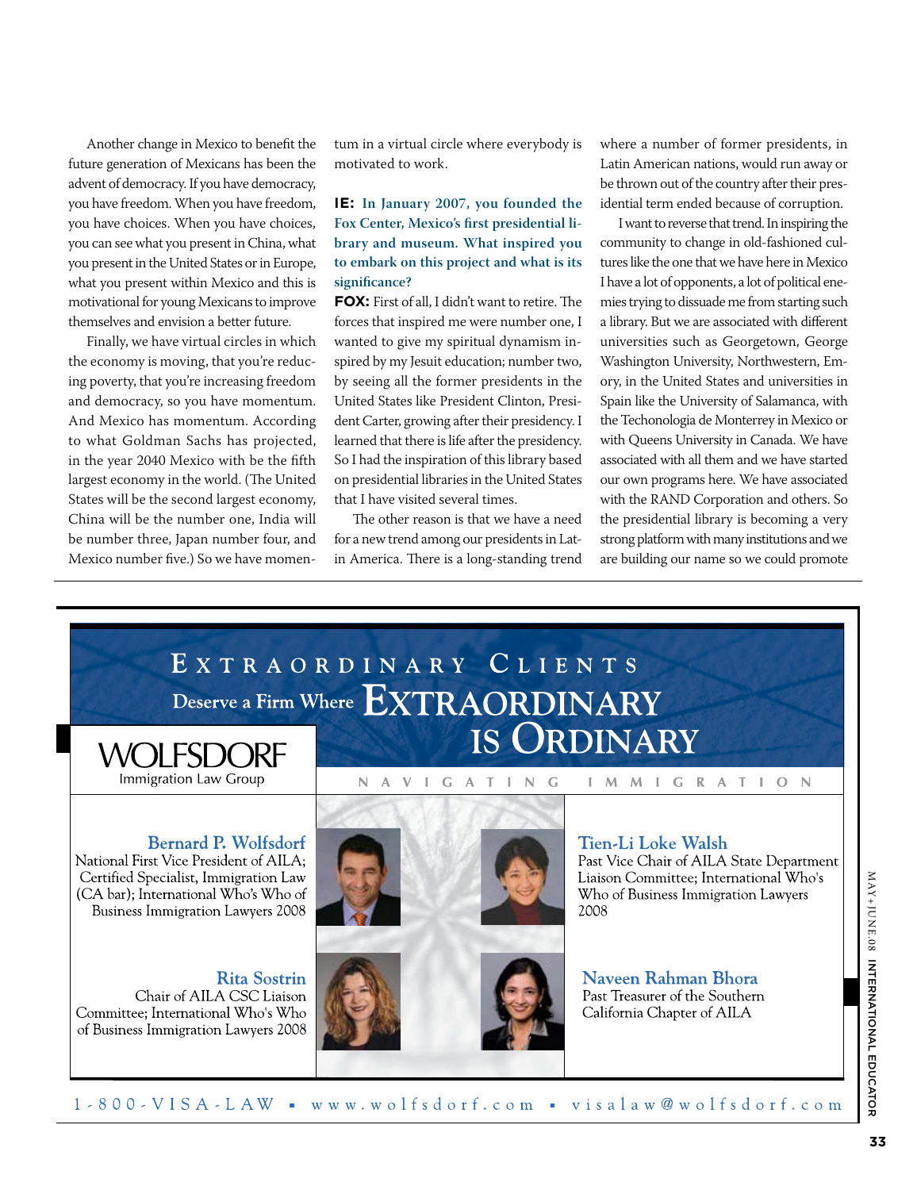Another change in Mexico to benefit the future generation of Mexicans has been the advent of democracy. If you have democracy, you have freedom. When you have freedom, you have choices. When you have choices, you can see what you present in China, what you present in the United States or in Europe, what you present within Mexico and this is motivational for young Mexicans to improve themselves and envision a better future.

Finally, we have virtual circles in which the economy is moving, that you're reducing poverty, that you're increasing freedom and democracy, so you have momentum. And Mexico has momentum. According to what Goldman Sachs has projected, in the year 2040 Mexico with be the fifth largest economy in the world. (The United States will be the second largest economy, China will be the number one, India will be number three, Japan number four, and Mexico number five.) So we have momentum in a virtual circle where everybody is motivated to work.

**IE: In January 2007, you founded the Fox Center, Mexico's first presidential library and museum. What inspired you to embark on this project and what is its significance?**

**FOX:** First of all, I didn't want to retire. The forces that inspired me were number one, I wanted to give my spiritual dynamism inspired by my Jesuit education; number two, by seeing all the former presidents in the United States like President Clinton, President Carter, growing after their presidency. I learned that there is life after the presidency. So I had the inspiration of this library based on presidential libraries in the United States that I have visited several times.

The other reason is that we have a need for a new trend among our presidents in Latin America. There is a long-standing trend where a number of former presidents, in Latin American nations, would run away or be thrown out of the country after their presidential term ended because of corruption.

I want to reverse that trend. In inspiring the community to change in old-fashioned cultures like the one that we have here in Mexico I have a lot of opponents, a lot of political enemies trying to dissuade me from starting such a library. But we are associated with different universities such as Georgetown, George Washington University, Northwestern, Emory, in the United States and universities in Spain like the University of Salamanca, with the Techonologia de Monterrey in Mexico or with Queens University in Canada. We have associated with all them and we have started our own programs here. We have associated with the RAND Corporation and others. So the presidential library is becoming a very strong platform with many institutions and we are building our name so we could promote

---

**EXTRAORDINARY CLIENTS**
**Deserve a Firm Where EXTRAORDINARY IS ORDINARY**

**WOLFSDORF** Immigration Law Group

NAVIGATING IMMIGRATION

**Bernard P. Wolfsdorf**
National First Vice President of AILA; Certified Specialist, Immigration Law (CA bar); International Who's Who of Business Immigration Lawyers 2008

**Tien-Li Loke Walsh**
Past Vice Chair of AILA State Department Liaison Committee; International Who's Who of Business Immigration Lawyers 2008

**Rita Sostrin**
Chair of AILA CSC Liaison Committee; International Who's Who of Business Immigration Lawyers 2008

**Naveen Rahman Bhora**
Past Treasurer of the Southern California Chapter of AILA

1-800-VISA-LAW ▪ www.wolfsdorf.com ▪ visalaw@wolfsdorf.com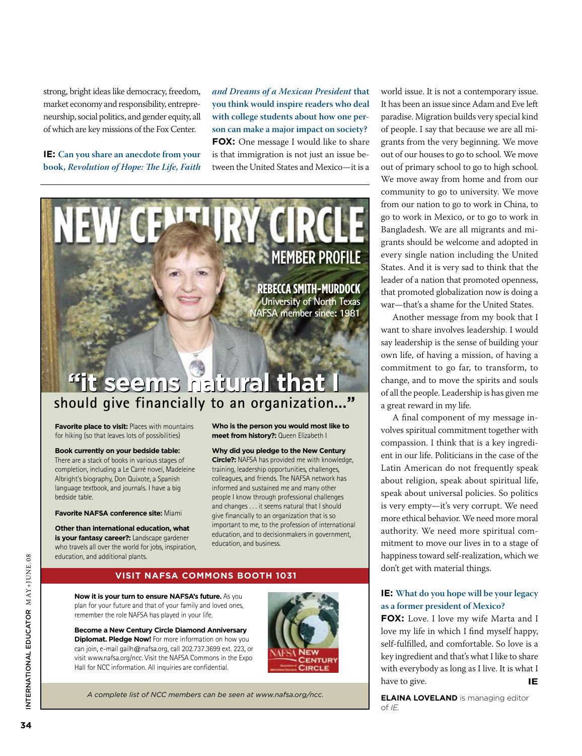strong, bright ideas like democracy, freedom, market economy and responsibility, entrepreneurship, social politics, and gender equity, all of which are key missions of the Fox Center.

**IE: Can you share an anecdote from your book, *Revolution of Hope: The Life, Faith and Dreams of a Mexican President* that you think would inspire readers who deal with college students about how one person can make a major impact on society?**

**FOX:** One message I would like to share is that immigration is not just an issue between the United States and Mexico—it is a world issue. It is not a contemporary issue. It has been an issue since Adam and Eve left paradise. Migration builds very special kind of people. I say that because we are all migrants from the very beginning. We move out of our houses to go to school. We move out of primary school to go to high school. We move away from home and from our community to go to university. We move from our nation to go to work in China, to go to work in Mexico, or to go to work in Bangladesh. We are all migrants and migrants should be welcome and adopted in every single nation including the United States. And it is very sad to think that the leader of a nation that promoted openness, that promoted globalization now is doing a war—that's a shame for the United States.

Another message from my book that I want to share involves leadership. I would say leadership is the sense of building your own life, of having a mission, of having a commitment to go far, to transform, to change, and to move the spirits and souls of all the people. Leadership is has given me a great reward in my life.

A final component of my message involves spiritual commitment together with compassion. I think that is a key ingredient in our life. Politicians in the case of the Latin American do not frequently speak about religion, speak about spiritual life, speak about universal policies. So politics is very empty—it's very corrupt. We need more ethical behavior. We need more moral authority. We need more spiritual commitment to move our lives in to a stage of happiness toward self-realization, which we don't get with material things.

**IE: What do you hope will be your legacy as a former president of Mexico?**

**FOX:** Love. I love my wife Marta and I love my life in which I find myself happy, self-fulfilled, and comfortable. So love is a key ingredient and that's what I like to share with everybody as long as I live. It is what I have to give. **IE**

**ELAINA LOVELAND** is managing editor of *IE*.

---

# NEW CENTURY CIRCLE

## MEMBER PROFILE

**REBECCA SMITH-MURDOCK**
University of North Texas
NAFSA member since: 1981

## "it seems natural that I should give financially to an organization…"

**Favorite place to visit:** Places with mountains for hiking (so that leaves lots of possibilities)

**Book currently on your bedside table:** There are a stack of books in various stages of completion, including a Le Carré novel, Madeleine Albright's biography, Don Quixote, a Spanish language textbook, and journals. I have a big bedside table.

**Favorite NAFSA conference site:** Miami

**Other than international education, what is your fantasy career?:** Landscape gardener who travels all over the world for jobs, inspiration, education, and additional plants.

**Who is the person you would most like to meet from history?:** Queen Elizabeth I

**Why did you pledge to the New Century Circle?:** NAFSA has provided me with knowledge, training, leadership opportunities, challenges, colleagues, and friends. The NAFSA network has informed and sustained me and many other people I know through professional challenges and changes . . . it seems natural that I should give financially to an organization that is so important to me, to the profession of international education, and to decisionmakers in government, education, and business.

**VISIT NAFSA COMMONS BOOTH 1031**

**Now it is your turn to ensure NAFSA's future.** As you plan for your future and that of your family and loved ones, remember the role NAFSA has played in your life.

**Become a New Century Circle Diamond Anniversary Diplomat. Pledge Now!** For more information on how you can join, e-mail gailh@nafsa.org, call 202.737.3699 ext. 223, or visit www.nafsa.org/ncc. Visit the NAFSA Commons in the Expo Hall for NCC information. All inquiries are confidential.

NAFSA New Century Circle

*A complete list of NCC members can be seen at www.nafsa.org/ncc.*